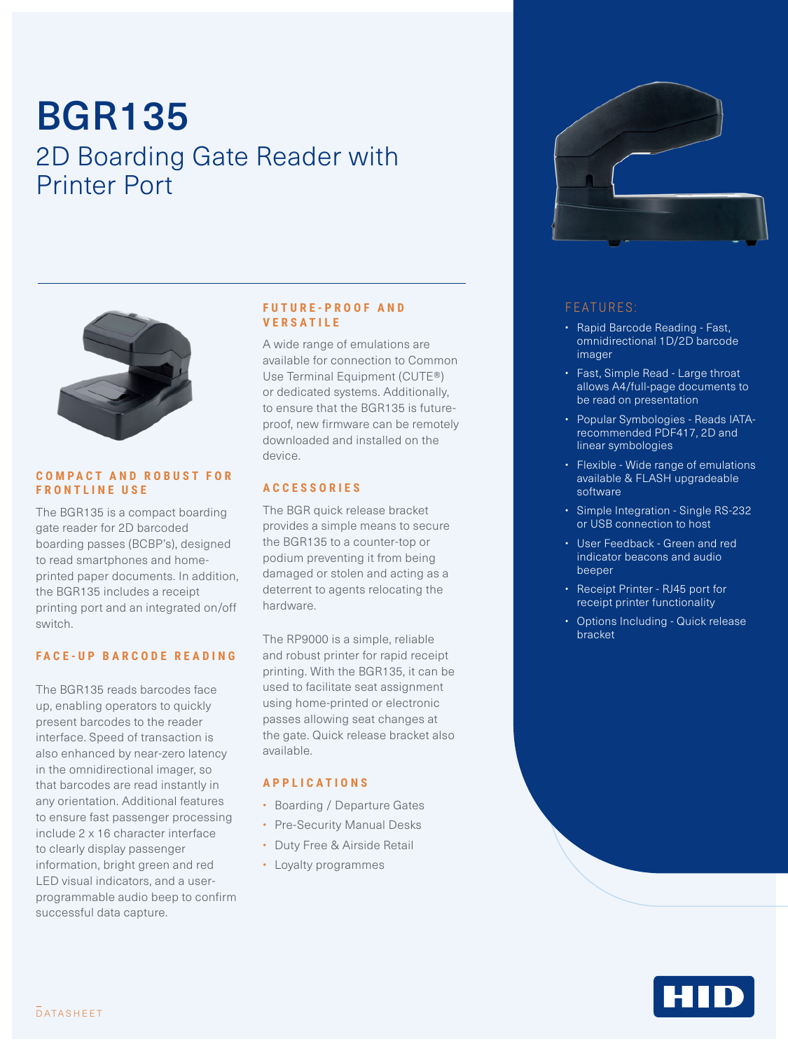# BGR135

## 2D Boarding Gate Reader with Printer Port

### COMPACT AND ROBUST FOR FRONTLINE USE

The BGR135 is a compact boarding gate reader for 2D barcoded boarding passes (BCBP's), designed to read smartphones and home-printed paper documents. In addition, the BGR135 includes a receipt printing port and an integrated on/off switch.

### FACE-UP BARCODE READING

The BGR135 reads barcodes face up, enabling operators to quickly present barcodes to the reader interface. Speed of transaction is also enhanced by near-zero latency in the omnidirectional imager, so that barcodes are read instantly in any orientation. Additional features to ensure fast passenger processing include 2 x 16 character interface to clearly display passenger information, bright green and red LED visual indicators, and a user-programmable audio beep to confirm successful data capture.

### FUTURE-PROOF AND VERSATILE

A wide range of emulations are available for connection to Common Use Terminal Equipment (CUTE®) or dedicated systems. Additionally, to ensure that the BGR135 is future-proof, new firmware can be remotely downloaded and installed on the device.

### ACCESSORIES

The BGR quick release bracket provides a simple means to secure the BGR135 to a counter-top or podium preventing it from being damaged or stolen and acting as a deterrent to agents relocating the hardware.

The RP9000 is a simple, reliable and robust printer for rapid receipt printing. With the BGR135, it can be used to facilitate seat assignment using home-printed or electronic passes allowing seat changes at the gate. Quick release bracket also available.

### APPLICATIONS

- Boarding / Departure Gates
- Pre-Security Manual Desks
- Duty Free & Airside Retail
- Loyalty programmes

### FEATURES:

- Rapid Barcode Reading - Fast, omnidirectional 1D/2D barcode imager
- Fast, Simple Read - Large throat allows A4/full-page documents to be read on presentation
- Popular Symbologies - Reads IATA-recommended PDF417, 2D and linear symbologies
- Flexible - Wide range of emulations available & FLASH upgradeable software
- Simple Integration - Single RS-232 or USB connection to host
- User Feedback - Green and red indicator beacons and audio beeper
- Receipt Printer - RJ45 port for receipt printer functionality
- Options Including - Quick release bracket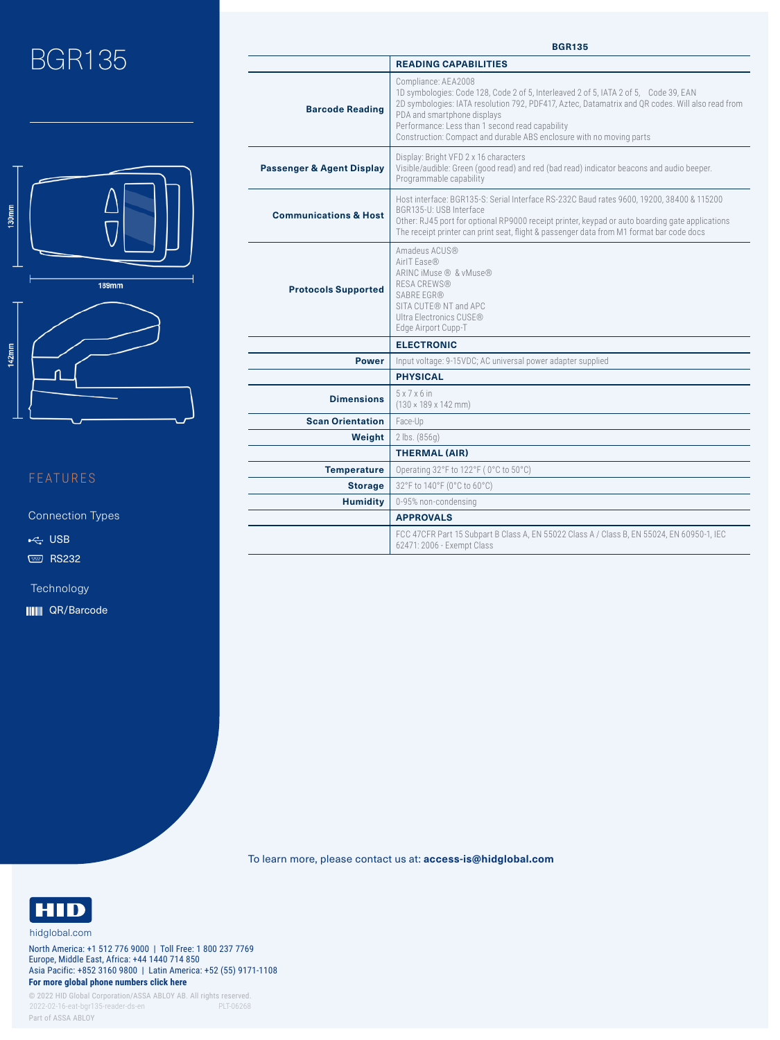# BGR135

130mm

189mm

142mm

## FEATURES

Connection Types

- USB
- RS232

Technology

- QR/Barcode

| | BGR135 |
|---|---|
| | **READING CAPABILITIES** |
| **Barcode Reading** | Compliance: AEA2008<br>1D symbologies: Code 128, Code 2 of 5, Interleaved 2 of 5, IATA 2 of 5, Code 39, EAN<br>2D symbologies: IATA resolution 792, PDF417, Aztec, Datamatrix and QR codes. Will also read from PDA and smartphone displays<br>Performance: Less than 1 second read capability<br>Construction: Compact and durable ABS enclosure with no moving parts |
| **Passenger & Agent Display** | Display: Bright VFD 2 x 16 characters<br>Visible/audible: Green (good read) and red (bad read) indicator beacons and audio beeper.<br>Programmable capability |
| **Communications & Host** | Host interface: BGR135-S: Serial Interface RS-232C Baud rates 9600, 19200, 38400 & 115200<br>BGR135-U: USB Interface<br>Other: RJ45 port for optional RP9000 receipt printer, keypad or auto boarding gate applications<br>The receipt printer can print seat, flight & passenger data from M1 format bar code docs |
| **Protocols Supported** | Amadeus ACUS®<br>AirIT Ease®<br>ARINC iMuse ® & vMuse®<br>RESA CREWS®<br>SABRE EGR®<br>SITA CUTE® NT and APC<br>Ultra Electronics CUSE®<br>Edge Airport Cupp-T |
| | **ELECTRONIC** |
| **Power** | Input voltage: 9-15VDC; AC universal power adapter supplied |
| | **PHYSICAL** |
| **Dimensions** | 5 x 7 x 6 in<br>(130 x 189 x 142 mm) |
| **Scan Orientation** | Face-Up |
| **Weight** | 2 lbs. (856g) |
| | **THERMAL (AIR)** |
| **Temperature** | Operating 32°F to 122°F ( 0°C to 50°C) |
| **Storage** | 32°F to 140°F (0°C to 60°C) |
| **Humidity** | 0-95% non-condensing |
| | **APPROVALS** |
| | FCC 47CFR Part 15 Subpart B Class A, EN 55022 Class A / Class B, EN 55024, EN 60950-1, IEC 62471: 2006 - Exempt Class |

To learn more, please contact us at: **access-is@hidglobal.com**

HID

hidglobal.com

North America: +1 512 776 9000 | Toll Free: 1 800 237 7769
Europe, Middle East, Africa: +44 1440 714 850
Asia Pacific: +852 3160 9800 | Latin America: +52 (55) 9171-1108
**For more global phone numbers click here**

© 2022 HID Global Corporation/ASSA ABLOY AB. All rights reserved.
2022-02-16-eat-bgr135-reader-ds-en PLT-06268
Part of ASSA ABLOY